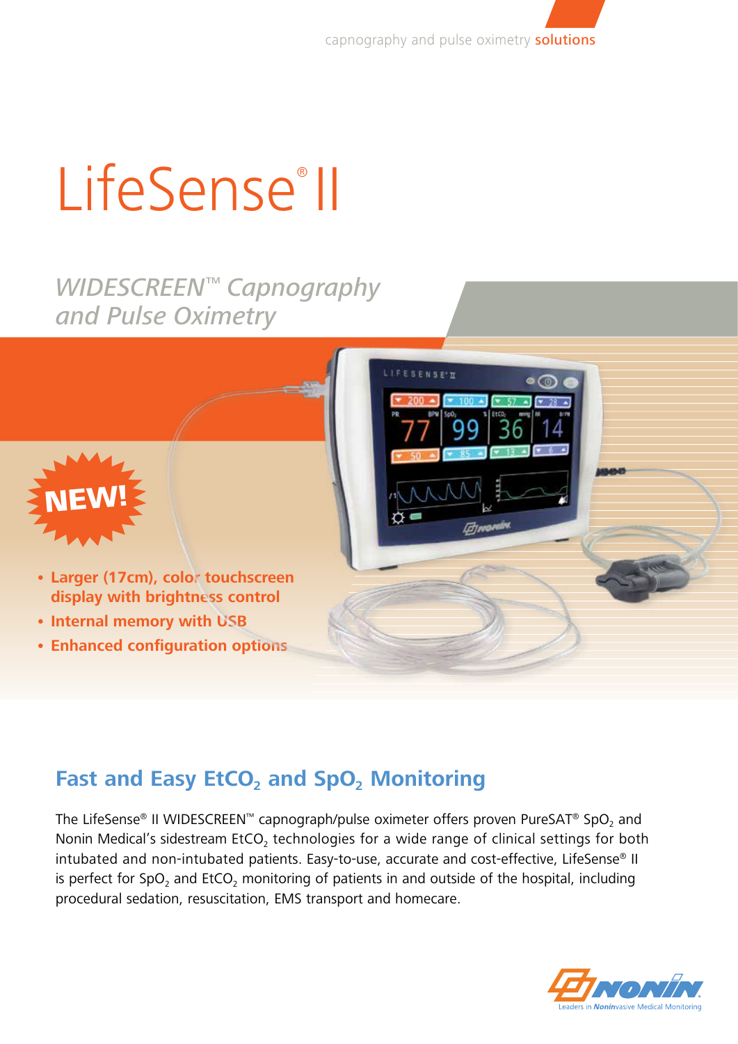capnography and pulse oximetry **solutions**

# LifeSense® II

## *WIDESCREEN™ Capnography and Pulse Oximetry*

**NEW!**

- **Larger (17cm), color touchscreen display with brightness control**
- **Internal memory with USB**
- **Enhanced configuration options**

## Fast and Easy $EtCO_2$ and $SpO_2$ Monitoring

The LifeSense® II WIDESCREEN™ capnograph/pulse oximeter offers proven PureSAT® $SpO_2$ and Nonin Medical's sidestream $EtCO_2$ technologies for a wide range of clinical settings for both intubated and non-intubated patients. Easy-to-use, accurate and cost-effective, LifeSense® II is perfect for $SpO_2$ and $EtCO_2$ monitoring of patients in and outside of the hospital, including procedural sedation, resuscitation, EMS transport and homecare.

NONIN — Leaders in Noninvasive Medical Monitoring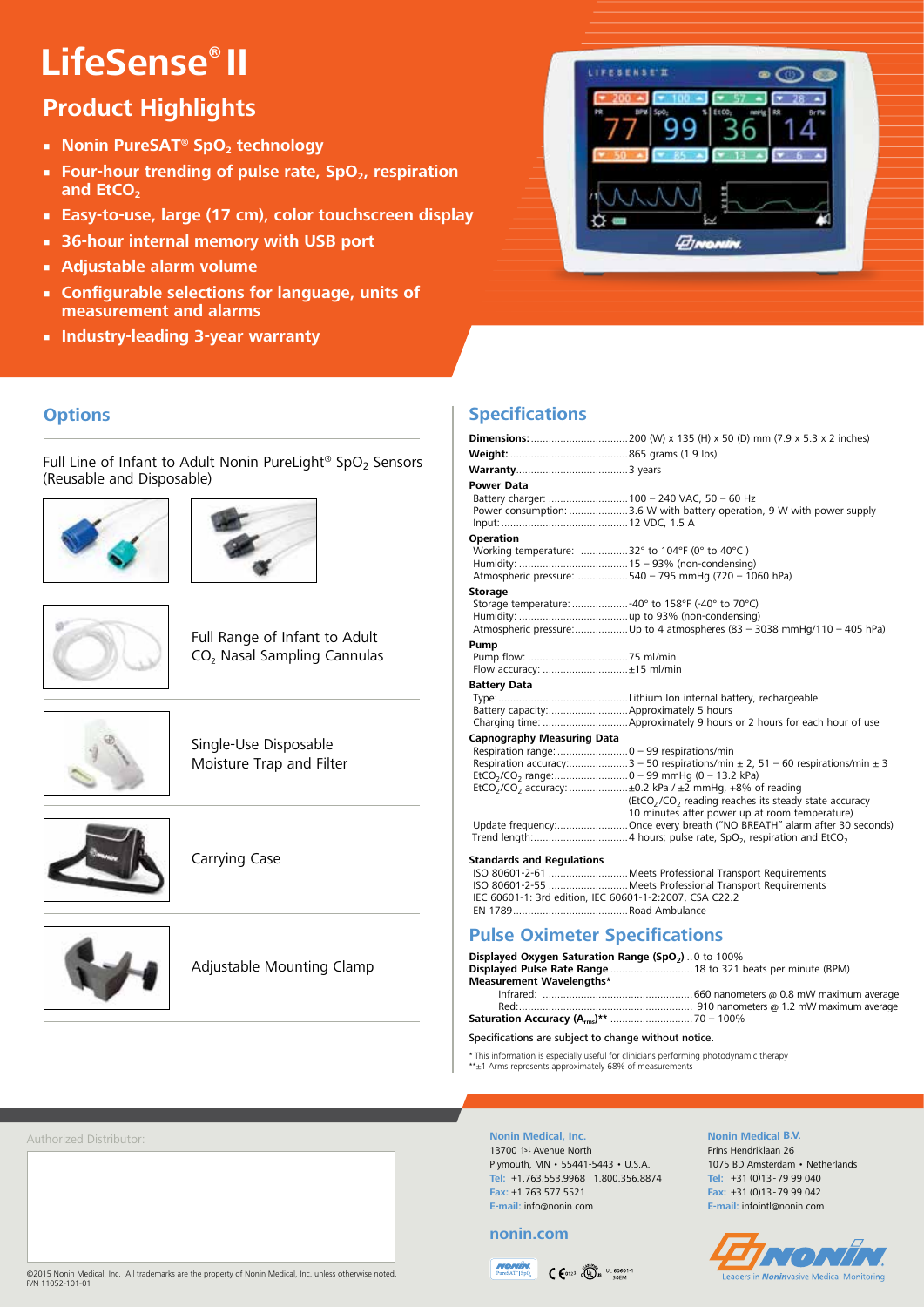# LifeSense® II

## Product Highlights

- Nonin PureSAT® $SpO_2$ technology
- Four-hour trending of pulse rate, $SpO_2$, respiration and $EtCO_2$
- Easy-to-use, large (17 cm), color touchscreen display
- 36-hour internal memory with USB port
- Adjustable alarm volume
- Configurable selections for language, units of measurement and alarms
- Industry-leading 3-year warranty

## Options

Full Line of Infant to Adult Nonin PureLight® $SpO_2$ Sensors (Reusable and Disposable)

Full Range of Infant to Adult $CO_2$ Nasal Sampling Cannulas

Single-Use Disposable Moisture Trap and Filter

Carrying Case

Adjustable Mounting Clamp

## Specifications

**Dimensions:** 200 (W) x 135 (H) x 50 (D) mm (7.9 x 5.3 x 2 inches)

**Weight:** 865 grams (1.9 lbs)

**Warranty** 3 years

**Power Data**

- Battery charger: 100 – 240 VAC, 50 – 60 Hz
- Power consumption: 3.6 W with battery operation, 9 W with power supply
- Input: 12 VDC, 1.5 A

**Operation**

- Working temperature: 32° to 104°F (0° to 40°C )
- Humidity: 15 – 93% (non-condensing)
- Atmospheric pressure: 540 – 795 mmHg (720 – 1060 hPa)

**Storage**

- Storage temperature: -40° to 158°F (-40° to 70°C)
- Humidity: up to 93% (non-condensing)
- Atmospheric pressure: Up to 4 atmospheres (83 – 3038 mmHg/110 – 405 hPa)

**Pump**

- Pump flow: 75 ml/min
- Flow accuracy: ±15 ml/min

**Battery Data**

- Type: Lithium Ion internal battery, rechargeable
- Battery capacity: Approximately 5 hours
- Charging time: Approximately 9 hours or 2 hours for each hour of use

**Capnography Measuring Data**

- Respiration range: 0 – 99 respirations/min
- Respiration accuracy: 3 – 50 respirations/min ± 2, 51 – 60 respirations/min ± 3
- $EtCO_2/CO_2$ range: 0 – 99 mmHg (0 – 13.2 kPa)
- $EtCO_2/CO_2$ accuracy: ±0.2 kPa / ±2 mmHg, +8% of reading ($EtCO_2/CO_2$ reading reaches its steady state accuracy 10 minutes after power up at room temperature)
- Update frequency: Once every breath ("NO BREATH" alarm after 30 seconds)
- Trend length: 4 hours; pulse rate, $SpO_2$, respiration and $EtCO_2$

**Standards and Regulations**

- ISO 80601-2-61 Meets Professional Transport Requirements
- ISO 80601-2-55 Meets Professional Transport Requirements
- IEC 60601-1: 3rd edition, IEC 60601-1-2:2007, CSA C22.2
- EN 1789 Road Ambulance

## Pulse Oximeter Specifications

**Displayed Oxygen Saturation Range ($SpO_2$)** 0 to 100%

**Displayed Pulse Rate Range** 18 to 321 beats per minute (BPM)

**Measurement Wavelengths***

- Infrared: 660 nanometers @ 0.8 mW maximum average
- Red: 910 nanometers @ 1.2 mW maximum average

**Saturation Accuracy ($A_{rms}$)**** 70 – 100%

Specifications are subject to change without notice.

\* This information is especially useful for clinicians performing photodynamic therapy
\*\*±1 Arms represents approximately 68% of measurements

Authorized Distributor:

**Nonin Medical, Inc.**
13700 1st Avenue North
Plymouth, MN • 55441-5443 • U.S.A.
Tel: +1.763.553.9968 1.800.356.8874
Fax: +1.763.577.5521
E-mail: info@nonin.com

**nonin.com**

**Nonin Medical B.V.**
Prins Hendriklaan 26
1075 BD Amsterdam • Netherlands
Tel: +31 (0)13-79 99 040
Fax: +31 (0)13-79 99 042
E-mail: infointl@nonin.com

Leaders in Noninvasive Medical Monitoring

©2015 Nonin Medical, Inc. All trademarks are the property of Nonin Medical, Inc. unless otherwise noted.
P/N 11052-101-01